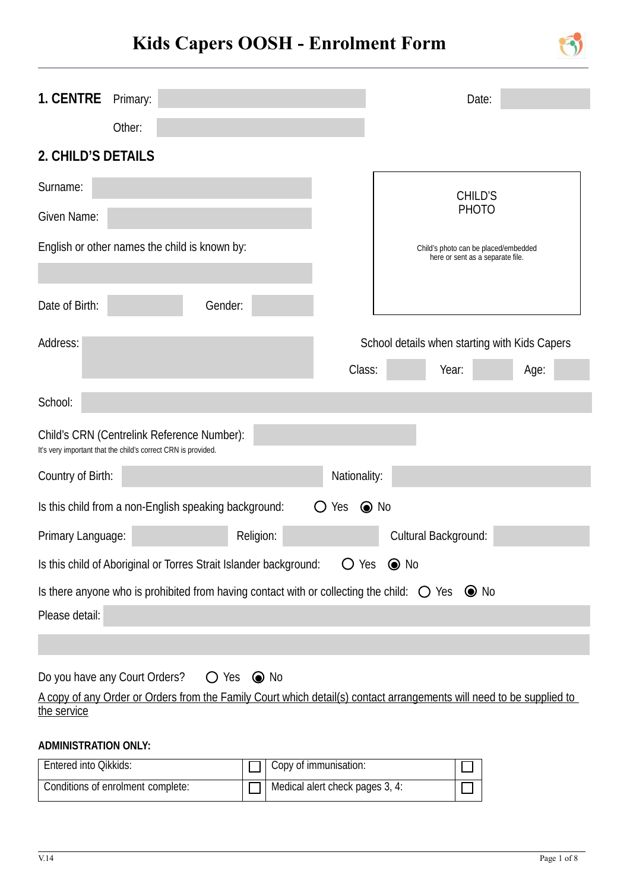# Kids Capers OOSH - Enrolment Form

## 1. CENTRE

Primary: 

Other: 

Date: 

## 2. CHILD'S DETAILS

Surname: 

Given Name: 

English or other names the child is known by: 

Date of Birth: 

Gender: 

CHILD'S PHOTO

Child's photo can be placed/embedded here or sent as a separate file.

Address: 

School details when starting with Kids Capers

Class: 

Year: 

Age: 

School: 

Child's CRN (Centrelink Reference Number): 

It's very important that the child's correct CRN is provided.

Country of Birth: 

Nationality: 

Is this child from a non-English speaking background: ○ Yes ◉ No

Primary Language: 

Religion: 

Cultural Background: 

Is this child of Aboriginal or Torres Strait Islander background: ○ Yes ◉ No

Is there anyone who is prohibited from having contact with or collecting the child: ○ Yes ◉ No

Please detail: 

Do you have any Court Orders? ○ Yes ◉ No

A copy of any Order or Orders from the Family Court which detail(s) contact arrangements will need to be supplied to the service

**ADMINISTRATION ONLY:**

| Entered into Qikkids: | ☐ | Copy of immunisation: | ☐ |
|---|---|---|---|
| Conditions of enrolment complete: | ☐ | Medical alert check pages 3, 4: | ☐ |

V.14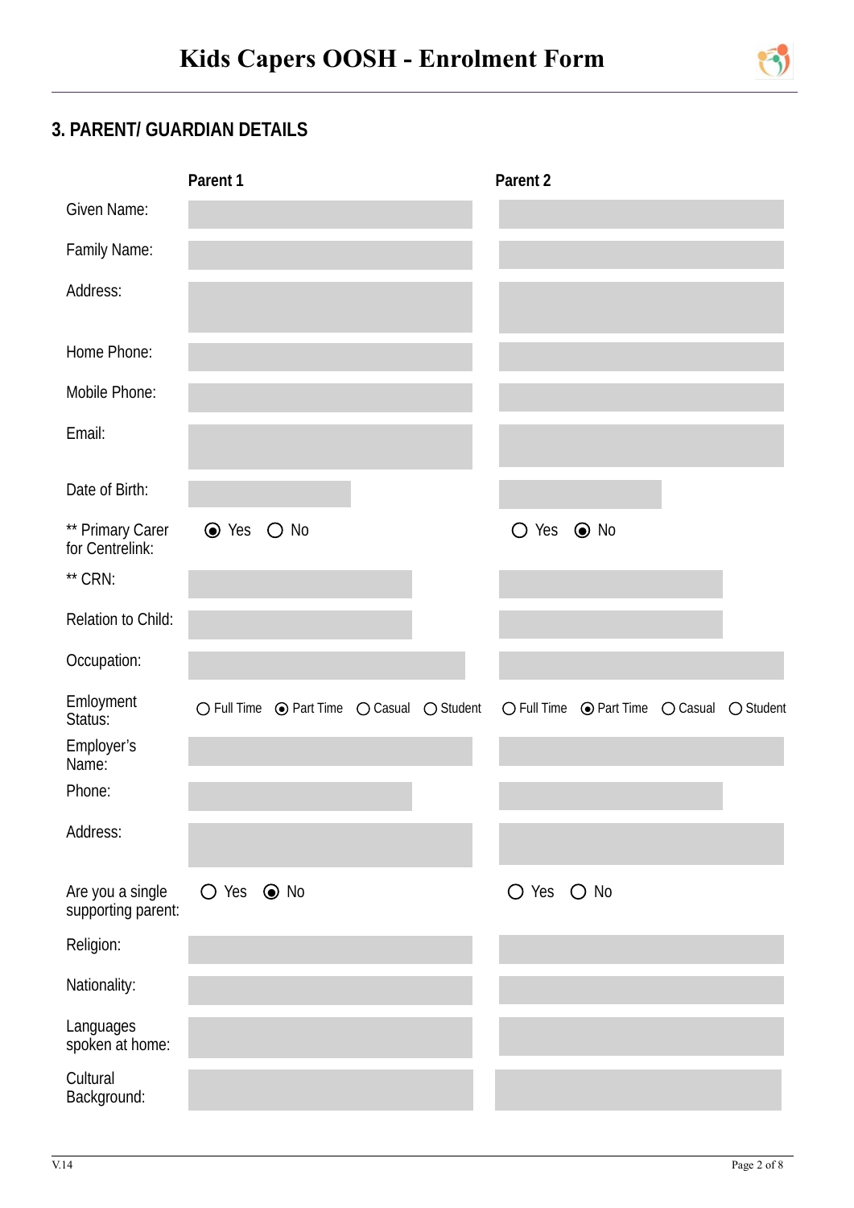# Kids Capers OOSH - Enrolment Form

## 3. PARENT/ GUARDIAN DETAILS

| | Parent 1 | Parent 2 |
|---|---|---|
| Given Name: | | |
| Family Name: | | |
| Address: | | |
| Home Phone: | | |
| Mobile Phone: | | |
| Email: | | |
| Date of Birth: | | |
| ** Primary Carer for Centrelink: | (●) Yes ( ) No | ( ) Yes (●) No |
| ** CRN: | | |
| Relation to Child: | | |
| Occupation: | | |
| Emloyment Status: | ( ) Full Time (●) Part Time ( ) Casual ( ) Student | ( ) Full Time (●) Part Time ( ) Casual ( ) Student |
| Employer's Name: | | |
| Phone: | | |
| Address: | | |
| Are you a single supporting parent: | ( ) Yes (●) No | ( ) Yes ( ) No |
| Religion: | | |
| Nationality: | | |
| Languages spoken at home: | | |
| Cultural Background: | | |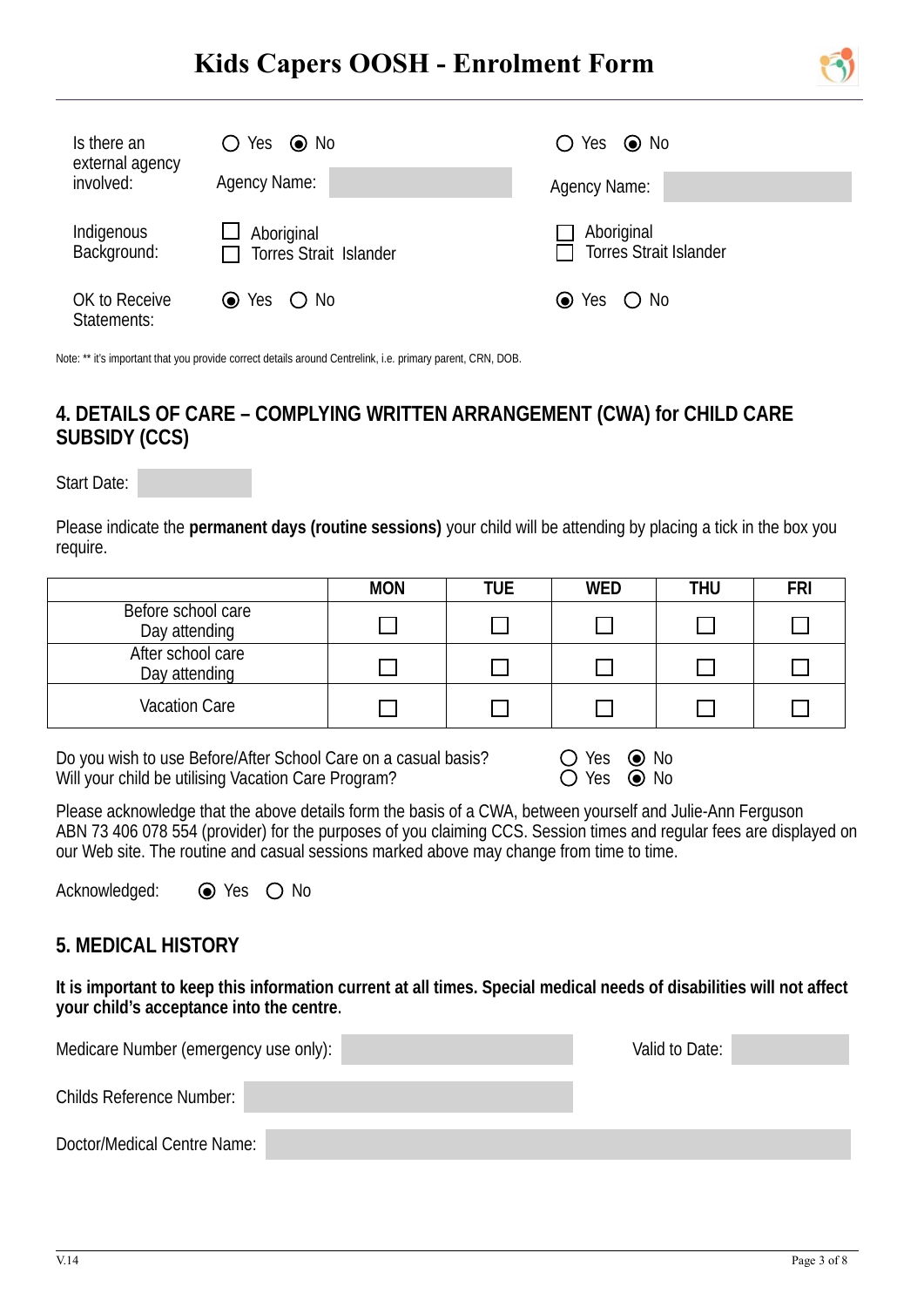# Kids Capers OOSH - Enrolment Form

| | | |
|---|---|---|
| Is there an external agency involved: | ○ Yes ◉ No<br>Agency Name: | ○ Yes ◉ No<br>Agency Name: |
| Indigenous Background: | ☐ Aboriginal<br>☐ Torres Strait Islander | ☐ Aboriginal<br>☐ Torres Strait Islander |
| OK to Receive Statements: | ◉ Yes ○ No | ◉ Yes ○ No |

Note: ** it's important that you provide correct details around Centrelink, i.e. primary parent, CRN, DOB.

## 4. DETAILS OF CARE – COMPLYING WRITTEN ARRANGEMENT (CWA) for CHILD CARE SUBSIDY (CCS)

Start Date:

Please indicate the **permanent days (routine sessions)** your child will be attending by placing a tick in the box you require.

| | MON | TUE | WED | THU | FRI |
|---|---|---|---|---|---|
| Before school care Day attending | ☐ | ☐ | ☐ | ☐ | ☐ |
| After school care Day attending | ☐ | ☐ | ☐ | ☐ | ☐ |
| Vacation Care | ☐ | ☐ | ☐ | ☐ | ☐ |

Do you wish to use Before/After School Care on a casual basis? ○ Yes ◉ No
Will your child be utilising Vacation Care Program? ○ Yes ◉ No

Please acknowledge that the above details form the basis of a CWA, between yourself and Julie-Ann Ferguson ABN 73 406 078 554 (provider) for the purposes of you claiming CCS. Session times and regular fees are displayed on our Web site. The routine and casual sessions marked above may change from time to time.

Acknowledged: ◉ Yes ○ No

## 5. MEDICAL HISTORY

**It is important to keep this information current at all times. Special medical needs of disabilities will not affect your child's acceptance into the centre.**

Medicare Number (emergency use only): Valid to Date:

Childs Reference Number:

Doctor/Medical Centre Name: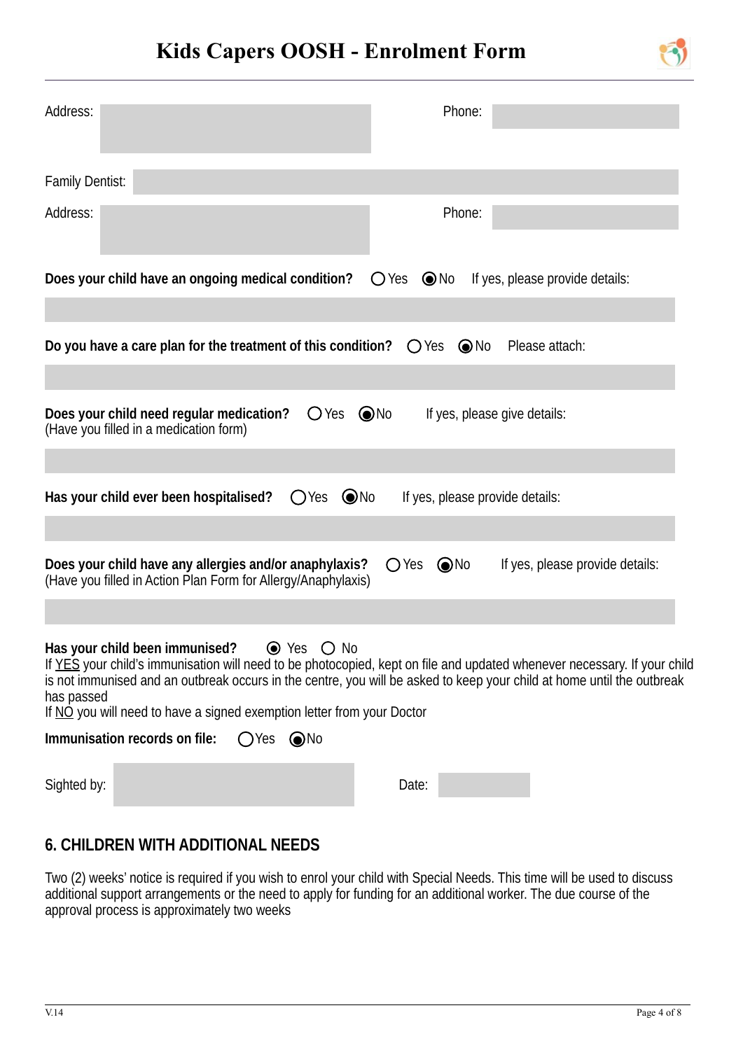# Kids Capers OOSH - Enrolment Form

Address: 

Phone: 

Family Dentist: 

Address: 

Phone: 

**Does your child have an ongoing medical condition?** ○ Yes ◉ No If yes, please provide details:

**Do you have a care plan for the treatment of this condition?** ○ Yes ◉ No Please attach:

**Does your child need regular medication?** ○ Yes ◉ No If yes, please give details:
(Have you filled in a medication form)

**Has your child ever been hospitalised?** ○ Yes ◉ No If yes, please provide details:

**Does your child have any allergies and/or anaphylaxis?** ○ Yes ◉ No If yes, please provide details:
(Have you filled in Action Plan Form for Allergy/Anaphylaxis)

**Has your child been immunised?** ◉ Yes ○ No
If YES your child's immunisation will need to be photocopied, kept on file and updated whenever necessary. If your child is not immunised and an outbreak occurs in the centre, you will be asked to keep your child at home until the outbreak has passed
If NO you will need to have a signed exemption letter from your Doctor

**Immunisation records on file:** ○ Yes ◉ No

Sighted by: 

Date: 

## 6. CHILDREN WITH ADDITIONAL NEEDS

Two (2) weeks' notice is required if you wish to enrol your child with Special Needs. This time will be used to discuss additional support arrangements or the need to apply for funding for an additional worker. The due course of the approval process is approximately two weeks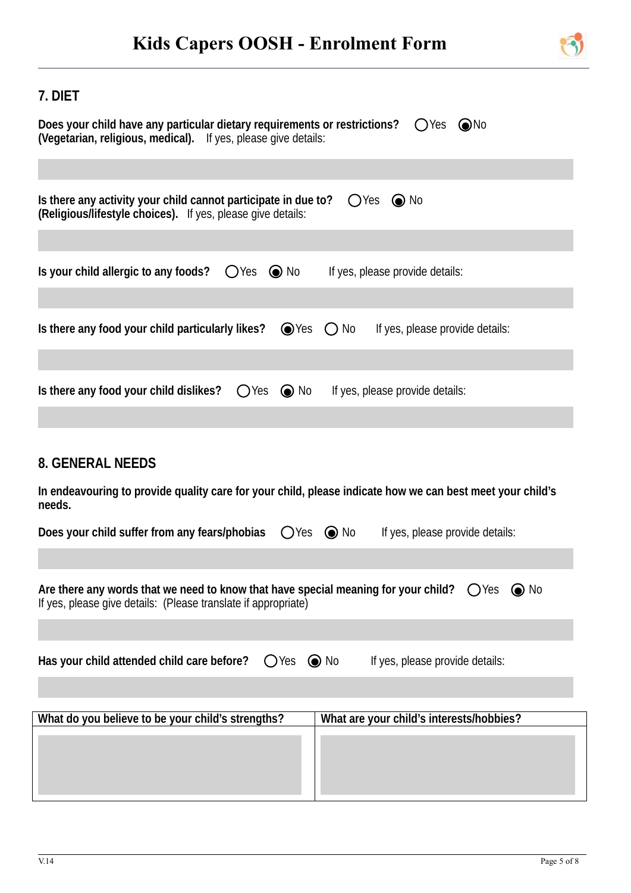## 7. DIET

**Does your child have any particular dietary requirements or restrictions?** ○ Yes ◉ No
**(Vegetarian, religious, medical).** If yes, please give details:

**Is there any activity your child cannot participate in due to?** ○ Yes ◉ No
**(Religious/lifestyle choices).** If yes, please give details:

**Is your child allergic to any foods?** ○ Yes ◉ No If yes, please provide details:

**Is there any food your child particularly likes?** ◉ Yes ○ No If yes, please provide details:

**Is there any food your child dislikes?** ○ Yes ◉ No If yes, please provide details:

## 8. GENERAL NEEDS

**In endeavouring to provide quality care for your child, please indicate how we can best meet your child's needs.**

**Does your child suffer from any fears/phobias** ○ Yes ◉ No If yes, please provide details:

**Are there any words that we need to know that have special meaning for your child?** ○ Yes ◉ No
If yes, please give details: (Please translate if appropriate)

**Has your child attended child care before?** ○ Yes ◉ No If yes, please provide details:

| What do you believe to be your child's strengths? | What are your child's interests/hobbies? |
|---|---|
| | |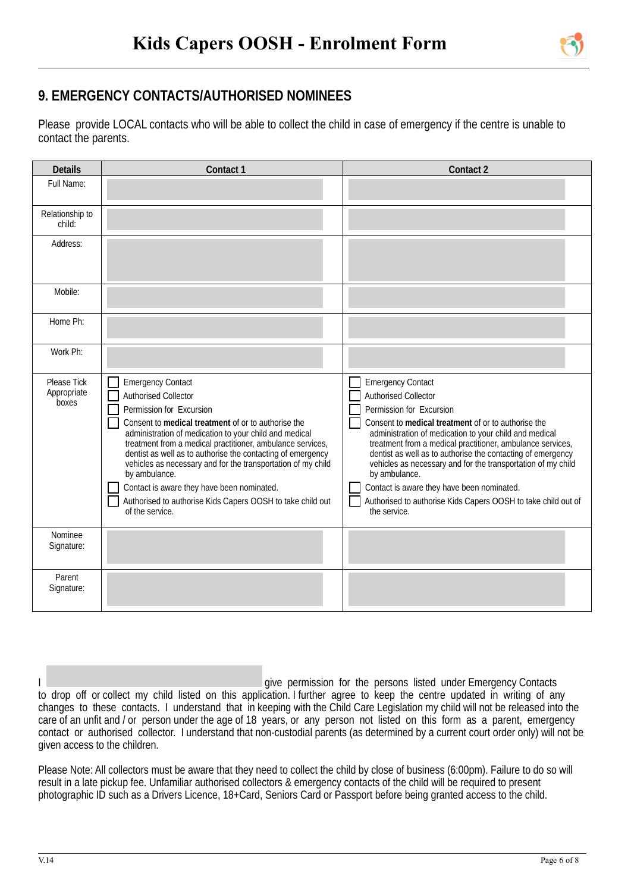# Kids Capers OOSH - Enrolment Form

## 9. EMERGENCY CONTACTS/AUTHORISED NOMINEES

Please provide LOCAL contacts who will be able to collect the child in case of emergency if the centre is unable to contact the parents.

| Details | Contact 1 | Contact 2 |
|---|---|---|
| Full Name: | | |
| Relationship to child: | | |
| Address: | | |
| Mobile: | | |
| Home Ph: | | |
| Work Ph: | | |
| Please Tick Appropriate boxes | ☐ Emergency Contact<br>☐ Authorised Collector<br>☐ Permission for Excursion<br>☐ Consent to **medical treatment** of or to authorise the administration of medication to your child and medical treatment from a medical practitioner, ambulance services, dentist as well as to authorise the contacting of emergency vehicles as necessary and for the transportation of my child by ambulance.<br>☐ Contact is aware they have been nominated.<br>☐ Authorised to authorise Kids Capers OOSH to take child out of the service. | ☐ Emergency Contact<br>☐ Authorised Collector<br>☐ Permission for Excursion<br>☐ Consent to **medical treatment** of or to authorise the administration of medication to your child and medical treatment from a medical practitioner, ambulance services, dentist as well as to authorise the contacting of emergency vehicles as necessary and for the transportation of my child by ambulance.<br>☐ Contact is aware they have been nominated.<br>☐ Authorised to authorise Kids Capers OOSH to take child out of the service. |
| Nominee Signature: | | |
| Parent Signature: | | |

I ____________________ give permission for the persons listed under Emergency Contacts to drop off or collect my child listed on this application. I further agree to keep the centre updated in writing of any changes to these contacts. I understand that in keeping with the Child Care Legislation my child will not be released into the care of an unfit and / or person under the age of 18 years, or any person not listed on this form as a parent, emergency contact or authorised collector. I understand that non-custodial parents (as determined by a current court order only) will not be given access to the children.

Please Note: All collectors must be aware that they need to collect the child by close of business (6:00pm). Failure to do so will result in a late pickup fee. Unfamiliar authorised collectors & emergency contacts of the child will be required to present photographic ID such as a Drivers Licence, 18+Card, Seniors Card or Passport before being granted access to the child.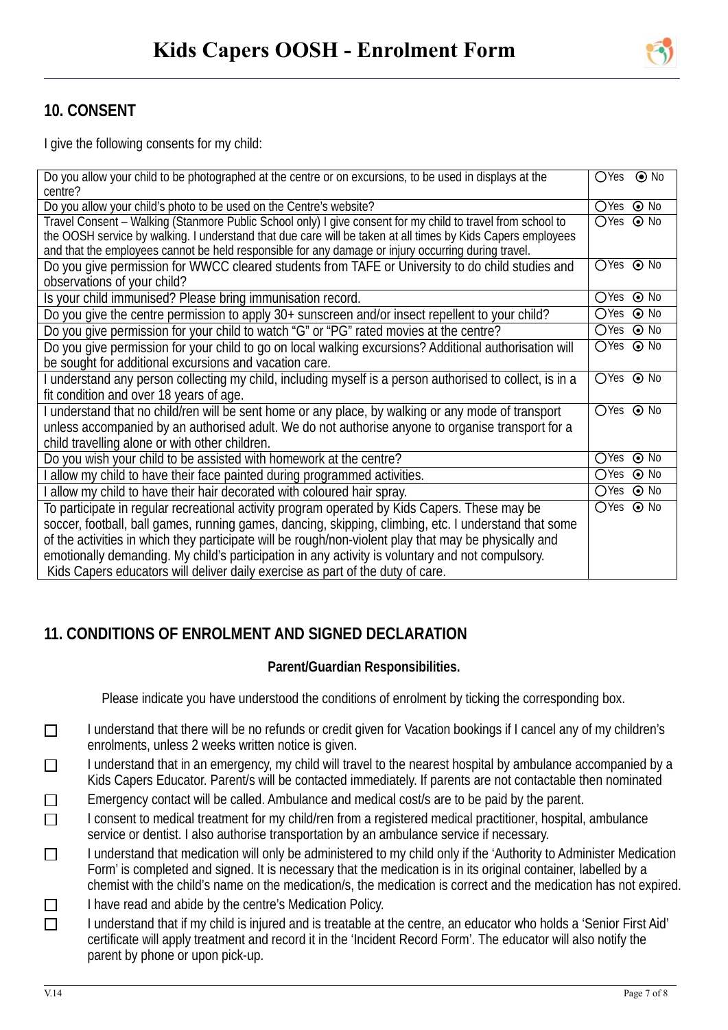# Kids Capers OOSH - Enrolment Form

## 10. CONSENT

I give the following consents for my child:

| | |
|---|---|
| Do you allow your child to be photographed at the centre or on excursions, to be used in displays at the centre? | ○Yes ⦿ No |
| Do you allow your child's photo to be used on the Centre's website? | ○Yes ⦿ No |
| Travel Consent – Walking (Stanmore Public School only) I give consent for my child to travel from school to the OOSH service by walking. I understand that due care will be taken at all times by Kids Capers employees and that the employees cannot be held responsible for any damage or injury occurring during travel. | ○Yes ⦿ No |
| Do you give permission for WWCC cleared students from TAFE or University to do child studies and observations of your child? | ○Yes ⦿ No |
| Is your child immunised? Please bring immunisation record. | ○Yes ⦿ No |
| Do you give the centre permission to apply 30+ sunscreen and/or insect repellent to your child? | ○Yes ⦿ No |
| Do you give permission for your child to watch "G" or "PG" rated movies at the centre? | ○Yes ⦿ No |
| Do you give permission for your child to go on local walking excursions? Additional authorisation will be sought for additional excursions and vacation care. | ○Yes ⦿ No |
| I understand any person collecting my child, including myself is a person authorised to collect, is in a fit condition and over 18 years of age. | ○Yes ⦿ No |
| I understand that no child/ren will be sent home or any place, by walking or any mode of transport unless accompanied by an authorised adult. We do not authorise anyone to organise transport for a child travelling alone or with other children. | ○Yes ⦿ No |
| Do you wish your child to be assisted with homework at the centre? | ○Yes ⦿ No |
| I allow my child to have their face painted during programmed activities. | ○Yes ⦿ No |
| I allow my child to have their hair decorated with coloured hair spray. | ○Yes ⦿ No |
| To participate in regular recreational activity program operated by Kids Capers. These may be soccer, football, ball games, running games, dancing, skipping, climbing, etc. I understand that some of the activities in which they participate will be rough/non-violent play that may be physically and emotionally demanding. My child's participation in any activity is voluntary and not compulsory. Kids Capers educators will deliver daily exercise as part of the duty of care. | ○Yes ⦿ No |

## 11. CONDITIONS OF ENROLMENT AND SIGNED DECLARATION

**Parent/Guardian Responsibilities.**

Please indicate you have understood the conditions of enrolment by ticking the corresponding box.

- ☐ I understand that there will be no refunds or credit given for Vacation bookings if I cancel any of my children's enrolments, unless 2 weeks written notice is given.
- ☐ I understand that in an emergency, my child will travel to the nearest hospital by ambulance accompanied by a Kids Capers Educator. Parent/s will be contacted immediately. If parents are not contactable then nominated
- ☐ Emergency contact will be called. Ambulance and medical cost/s are to be paid by the parent.
- ☐ I consent to medical treatment for my child/ren from a registered medical practitioner, hospital, ambulance service or dentist. I also authorise transportation by an ambulance service if necessary.
- ☐ I understand that medication will only be administered to my child only if the 'Authority to Administer Medication Form' is completed and signed. It is necessary that the medication is in its original container, labelled by a chemist with the child's name on the medication/s, the medication is correct and the medication has not expired.
- ☐ I have read and abide by the centre's Medication Policy.
- ☐ I understand that if my child is injured and is treatable at the centre, an educator who holds a 'Senior First Aid' certificate will apply treatment and record it in the 'Incident Record Form'. The educator will also notify the parent by phone or upon pick-up.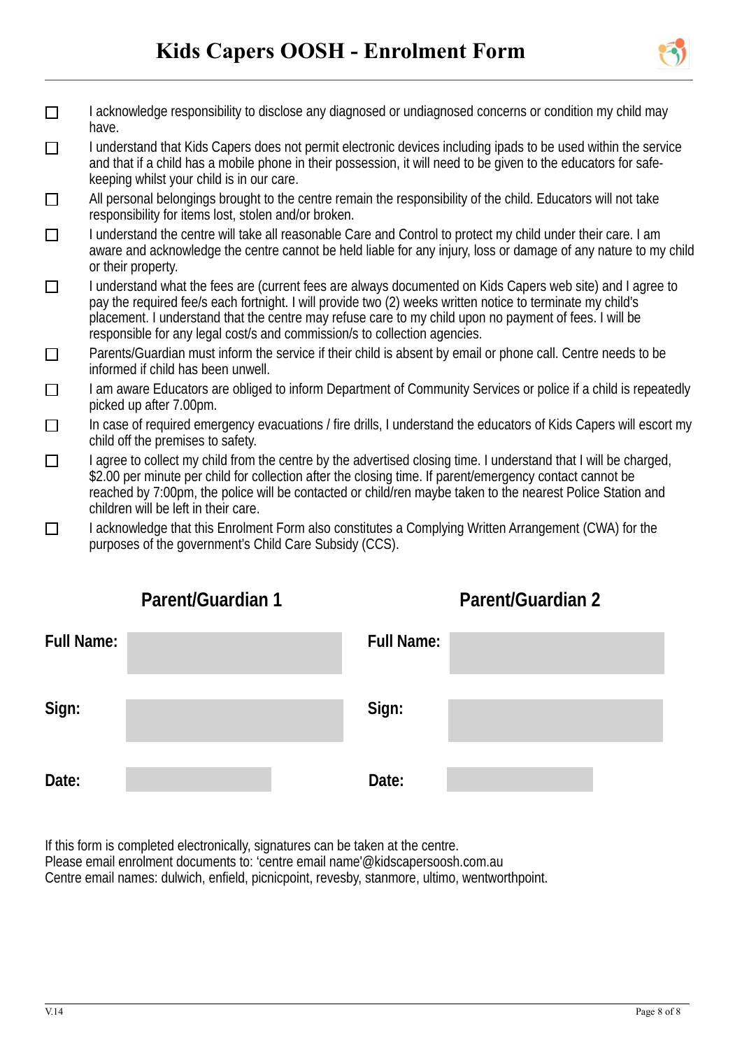# Kids Capers OOSH - Enrolment Form

- ☐ I acknowledge responsibility to disclose any diagnosed or undiagnosed concerns or condition my child may have.
- ☐ I understand that Kids Capers does not permit electronic devices including ipads to be used within the service and that if a child has a mobile phone in their possession, it will need to be given to the educators for safe-keeping whilst your child is in our care.
- ☐ All personal belongings brought to the centre remain the responsibility of the child. Educators will not take responsibility for items lost, stolen and/or broken.
- ☐ I understand the centre will take all reasonable Care and Control to protect my child under their care. I am aware and acknowledge the centre cannot be held liable for any injury, loss or damage of any nature to my child or their property.
- ☐ I understand what the fees are (current fees are always documented on Kids Capers web site) and I agree to pay the required fee/s each fortnight. I will provide two (2) weeks written notice to terminate my child's placement. I understand that the centre may refuse care to my child upon no payment of fees. I will be responsible for any legal cost/s and commission/s to collection agencies.
- ☐ Parents/Guardian must inform the service if their child is absent by email or phone call. Centre needs to be informed if child has been unwell.
- ☐ I am aware Educators are obliged to inform Department of Community Services or police if a child is repeatedly picked up after 7.00pm.
- ☐ In case of required emergency evacuations / fire drills, I understand the educators of Kids Capers will escort my child off the premises to safety.
- ☐ I agree to collect my child from the centre by the advertised closing time. I understand that I will be charged, $2.00 per minute per child for collection after the closing time. If parent/emergency contact cannot be reached by 7:00pm, the police will be contacted or child/ren maybe taken to the nearest Police Station and children will be left in their care.
- ☐ I acknowledge that this Enrolment Form also constitutes a Complying Written Arrangement (CWA) for the purposes of the government's Child Care Subsidy (CCS).

| | Parent/Guardian 1 | | Parent/Guardian 2 |
|---|---|---|---|
| **Full Name:** | | **Full Name:** | |
| **Sign:** | | **Sign:** | |
| **Date:** | | **Date:** | |

If this form is completed electronically, signatures can be taken at the centre.
Please email enrolment documents to: 'centre email name'@kidscapersoosh.com.au
Centre email names: dulwich, enfield, picnicpoint, revesby, stanmore, ultimo, wentworthpoint.

V.14